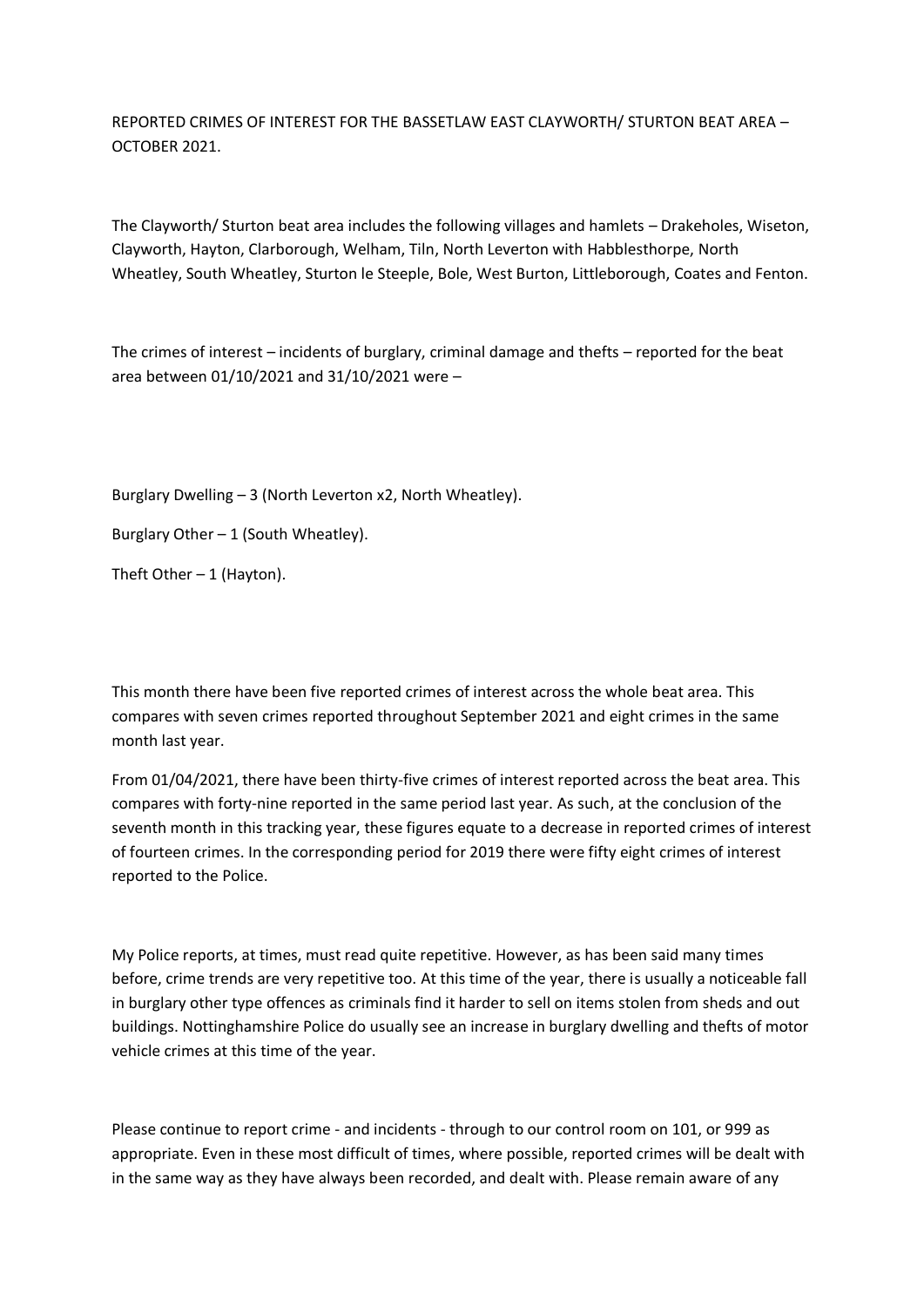REPORTED CRIMES OF INTEREST FOR THE BASSETLAW EAST CLAYWORTH/ STURTON BEAT AREA – OCTOBER 2021.

The Clayworth/ Sturton beat area includes the following villages and hamlets – Drakeholes, Wiseton, Clayworth, Hayton, Clarborough, Welham, Tiln, North Leverton with Habblesthorpe, North Wheatley, South Wheatley, Sturton le Steeple, Bole, West Burton, Littleborough, Coates and Fenton.

The crimes of interest – incidents of burglary, criminal damage and thefts – reported for the beat area between 01/10/2021 and 31/10/2021 were –

Burglary Dwelling – 3 (North Leverton x2, North Wheatley).

Burglary Other – 1 (South Wheatley).

Theft Other – 1 (Hayton).

This month there have been five reported crimes of interest across the whole beat area. This compares with seven crimes reported throughout September 2021 and eight crimes in the same month last year.

From 01/04/2021, there have been thirty-five crimes of interest reported across the beat area. This compares with forty-nine reported in the same period last year. As such, at the conclusion of the seventh month in this tracking year, these figures equate to a decrease in reported crimes of interest of fourteen crimes. In the corresponding period for 2019 there were fifty eight crimes of interest reported to the Police.

My Police reports, at times, must read quite repetitive. However, as has been said many times before, crime trends are very repetitive too. At this time of the year, there is usually a noticeable fall in burglary other type offences as criminals find it harder to sell on items stolen from sheds and out buildings. Nottinghamshire Police do usually see an increase in burglary dwelling and thefts of motor vehicle crimes at this time of the year.

Please continue to report crime - and incidents - through to our control room on 101, or 999 as appropriate. Even in these most difficult of times, where possible, reported crimes will be dealt with in the same way as they have always been recorded, and dealt with. Please remain aware of any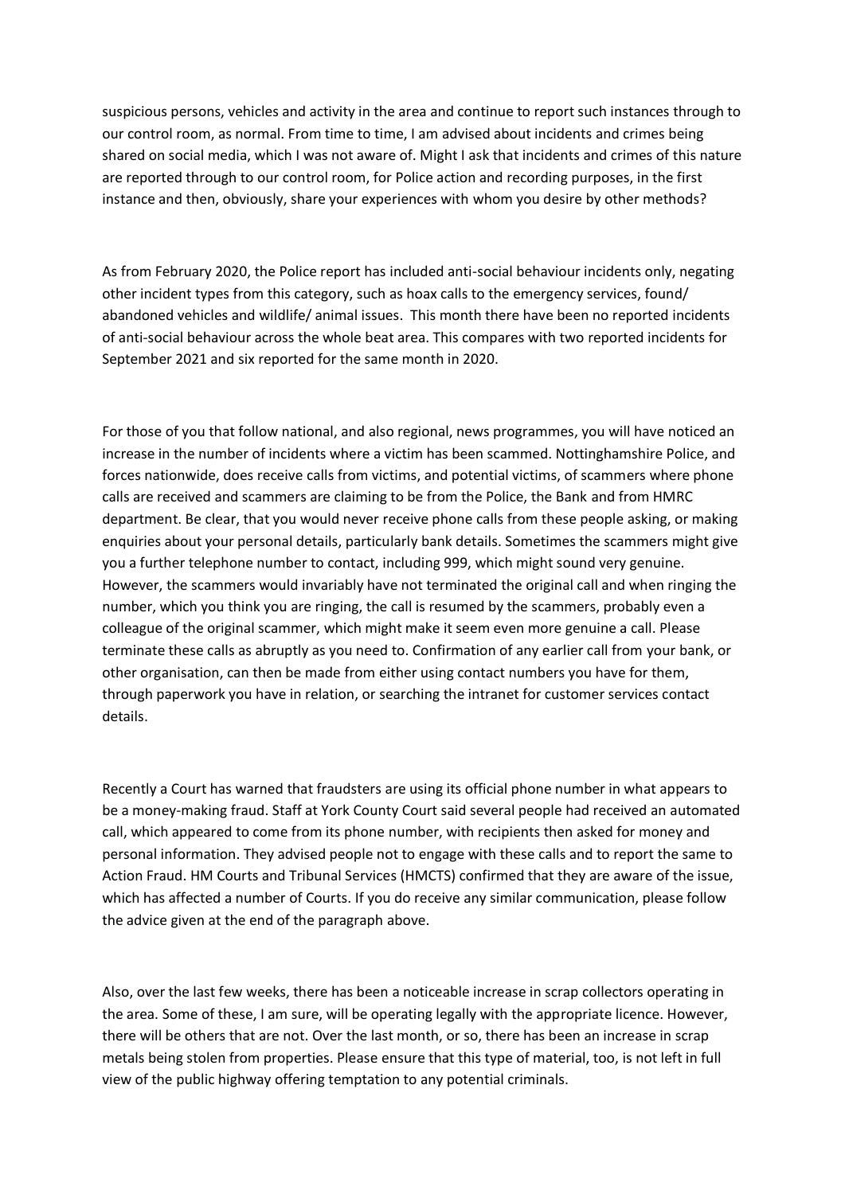suspicious persons, vehicles and activity in the area and continue to report such instances through to our control room, as normal. From time to time, I am advised about incidents and crimes being shared on social media, which I was not aware of. Might I ask that incidents and crimes of this nature are reported through to our control room, for Police action and recording purposes, in the first instance and then, obviously, share your experiences with whom you desire by other methods?

As from February 2020, the Police report has included anti-social behaviour incidents only, negating other incident types from this category, such as hoax calls to the emergency services, found/ abandoned vehicles and wildlife/ animal issues. This month there have been no reported incidents of anti-social behaviour across the whole beat area. This compares with two reported incidents for September 2021 and six reported for the same month in 2020.

For those of you that follow national, and also regional, news programmes, you will have noticed an increase in the number of incidents where a victim has been scammed. Nottinghamshire Police, and forces nationwide, does receive calls from victims, and potential victims, of scammers where phone calls are received and scammers are claiming to be from the Police, the Bank and from HMRC department. Be clear, that you would never receive phone calls from these people asking, or making enquiries about your personal details, particularly bank details. Sometimes the scammers might give you a further telephone number to contact, including 999, which might sound very genuine. However, the scammers would invariably have not terminated the original call and when ringing the number, which you think you are ringing, the call is resumed by the scammers, probably even a colleague of the original scammer, which might make it seem even more genuine a call. Please terminate these calls as abruptly as you need to. Confirmation of any earlier call from your bank, or other organisation, can then be made from either using contact numbers you have for them, through paperwork you have in relation, or searching the intranet for customer services contact details.

Recently a Court has warned that fraudsters are using its official phone number in what appears to be a money-making fraud. Staff at York County Court said several people had received an automated call, which appeared to come from its phone number, with recipients then asked for money and personal information. They advised people not to engage with these calls and to report the same to Action Fraud. HM Courts and Tribunal Services (HMCTS) confirmed that they are aware of the issue, which has affected a number of Courts. If you do receive any similar communication, please follow the advice given at the end of the paragraph above.

Also, over the last few weeks, there has been a noticeable increase in scrap collectors operating in the area. Some of these, I am sure, will be operating legally with the appropriate licence. However, there will be others that are not. Over the last month, or so, there has been an increase in scrap metals being stolen from properties. Please ensure that this type of material, too, is not left in full view of the public highway offering temptation to any potential criminals.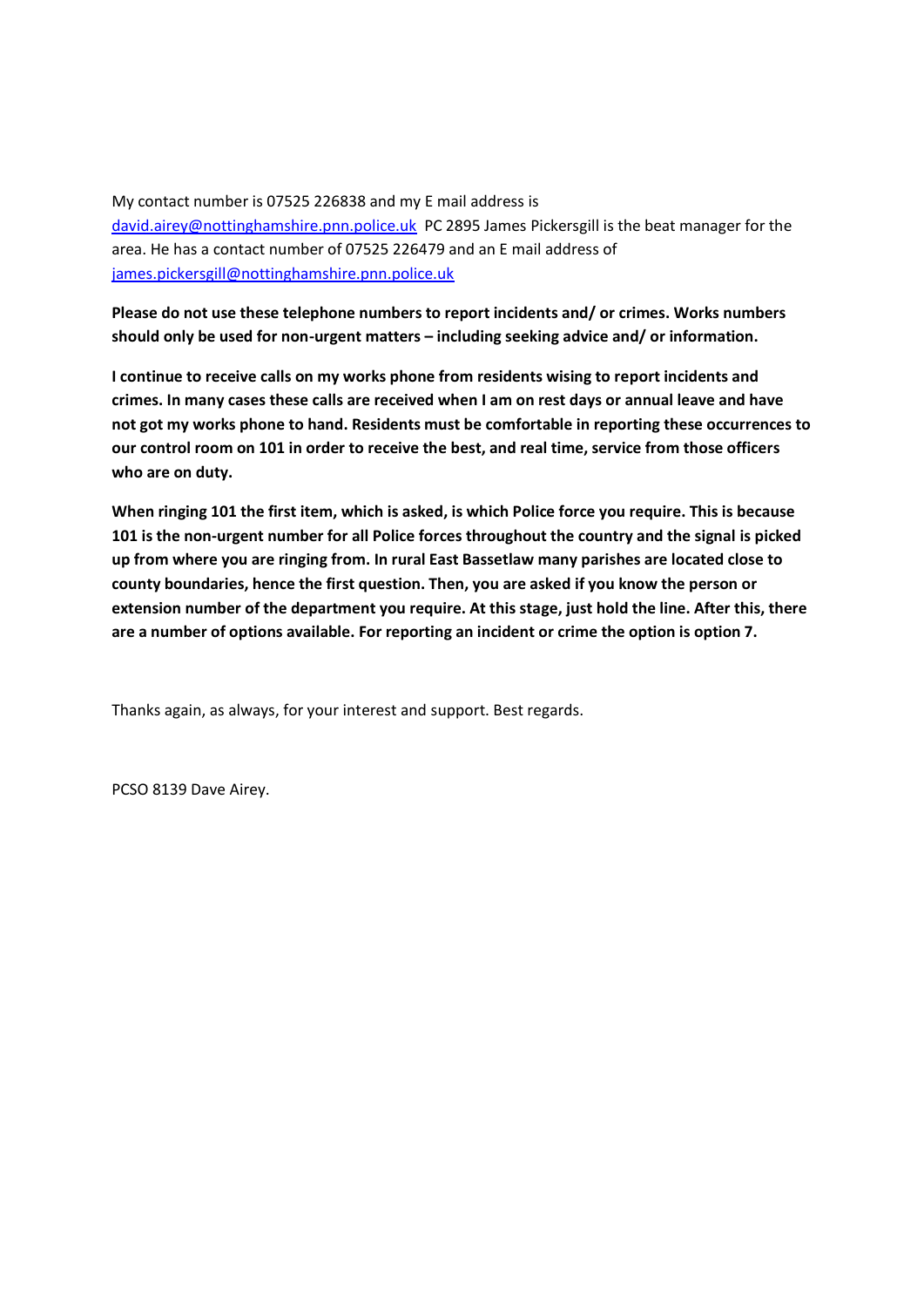My contact number is 07525 226838 and my E mail address is david.airey@nottinghamshire.pnn.police.uk PC 2895 James Pickersgill is the beat manager for the area. He has a contact number of 07525 226479 and an E mail address of james.pickersgill@nottinghamshire.pnn.police.uk

**Please do not use these telephone numbers to report incidents and/ or crimes. Works numbers should only be used for non-urgent matters – including seeking advice and/ or information.**

**I continue to receive calls on my works phone from residents wising to report incidents and crimes. In many cases these calls are received when I am on rest days or annual leave and have not got my works phone to hand. Residents must be comfortable in reporting these occurrences to our control room on 101 in order to receive the best, and real time, service from those officers who are on duty.**

**When ringing 101 the first item, which is asked, is which Police force you require. This is because 101 is the non-urgent number for all Police forces throughout the country and the signal is picked up from where you are ringing from. In rural East Bassetlaw many parishes are located close to county boundaries, hence the first question. Then, you are asked if you know the person or extension number of the department you require. At this stage, just hold the line. After this, there are a number of options available. For reporting an incident or crime the option is option 7.**

Thanks again, as always, for your interest and support. Best regards.

PCSO 8139 Dave Airey.